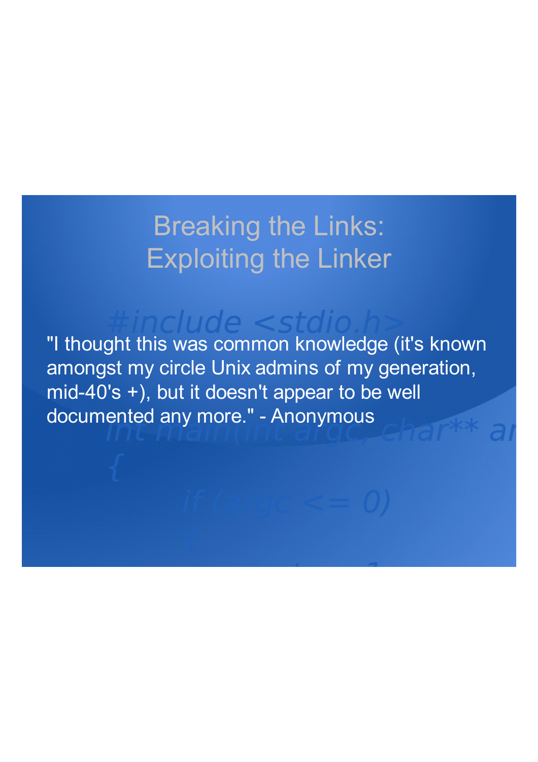# Breaking the Links: Exploiting the Linker

"I thought this was common knowledge (it's known amongst my circle Unix admins of my generation, mid-40's +), but it doesn't appear to be well documented any more." - Anonymous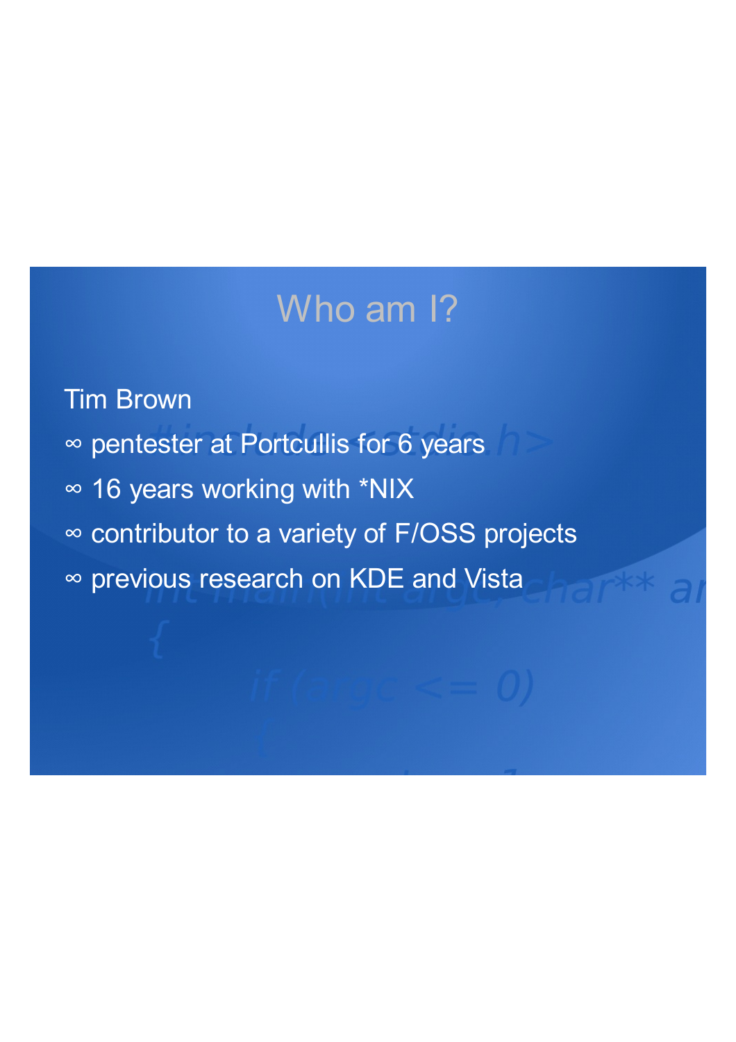# Who am I?

Tim Brown

- ∞ pentester at Portcullis for 6 years
- ∞ 16 years working with *NIX
- ∞ contributor to a variety of F/OSS projects
- ∞ previous research on KDE and Vista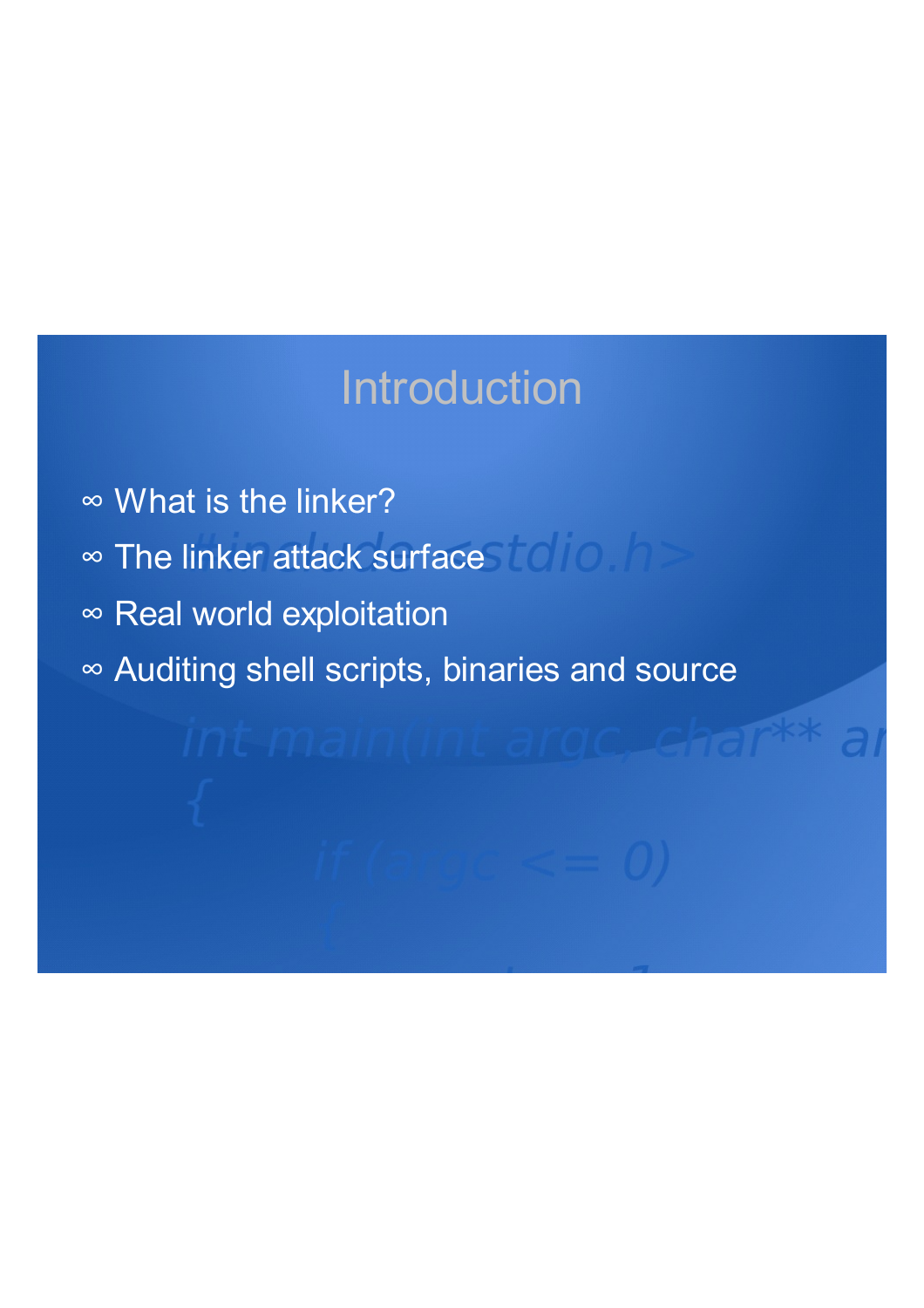# Introduction

- What is the linker?
- The linker attack surface
- Real world exploitation
- Auditing shell scripts, binaries and source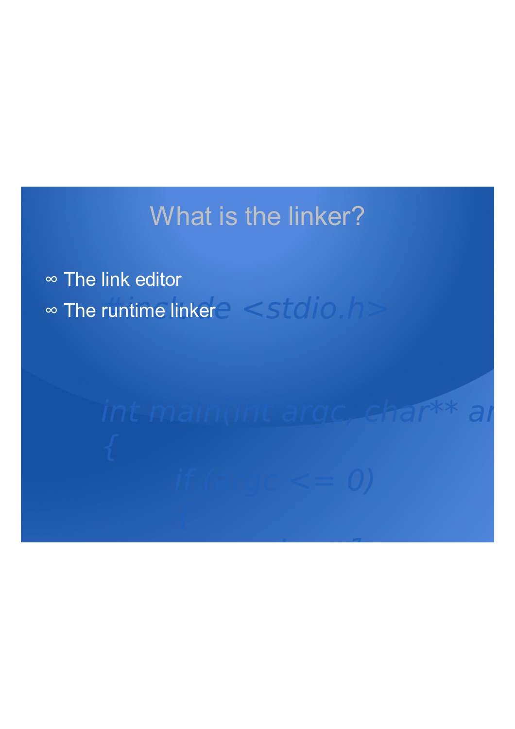# What is the linker?

- The link editor
- The runtime linker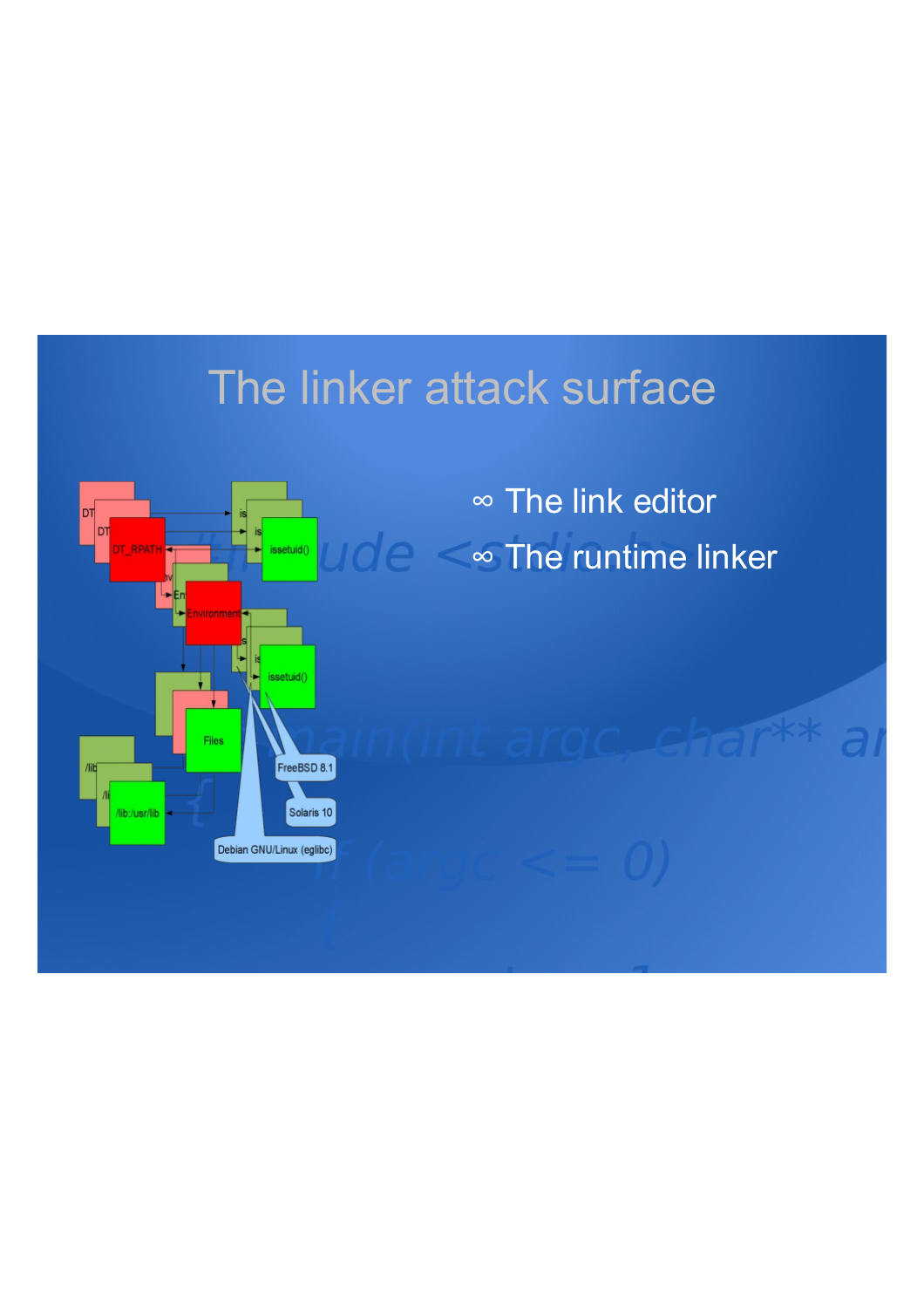# The linker attack surface

- The link editor
- The runtime linker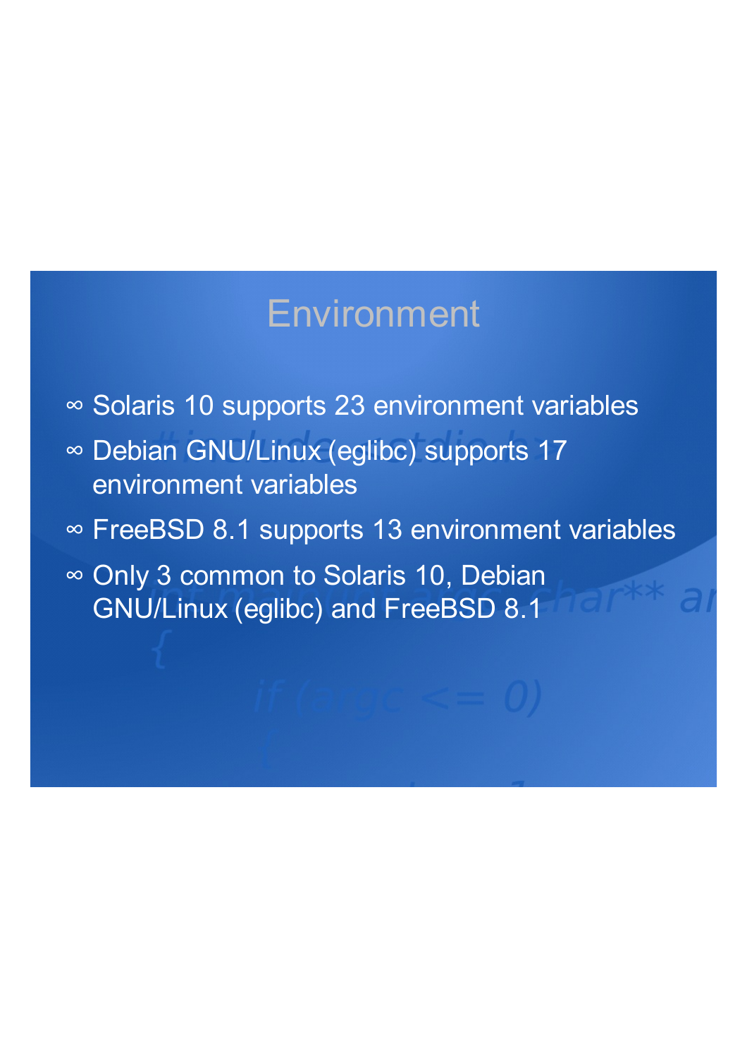# Environment

- Solaris 10 supports 23 environment variables
- Debian GNU/Linux (eglibc) supports 17 environment variables
- FreeBSD 8.1 supports 13 environment variables
- Only 3 common to Solaris 10, Debian GNU/Linux (eglibc) and FreeBSD 8.1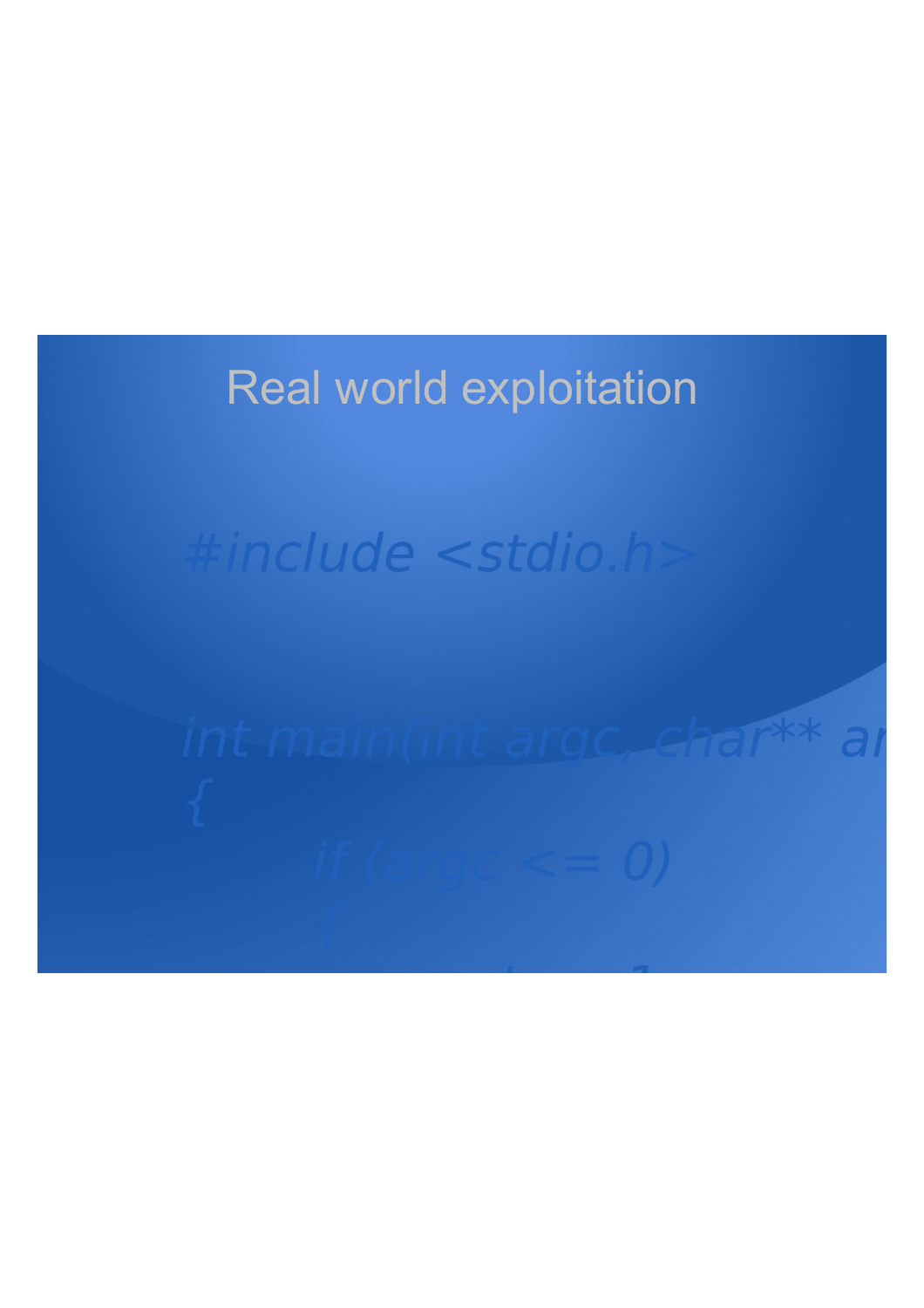# Real world exploitation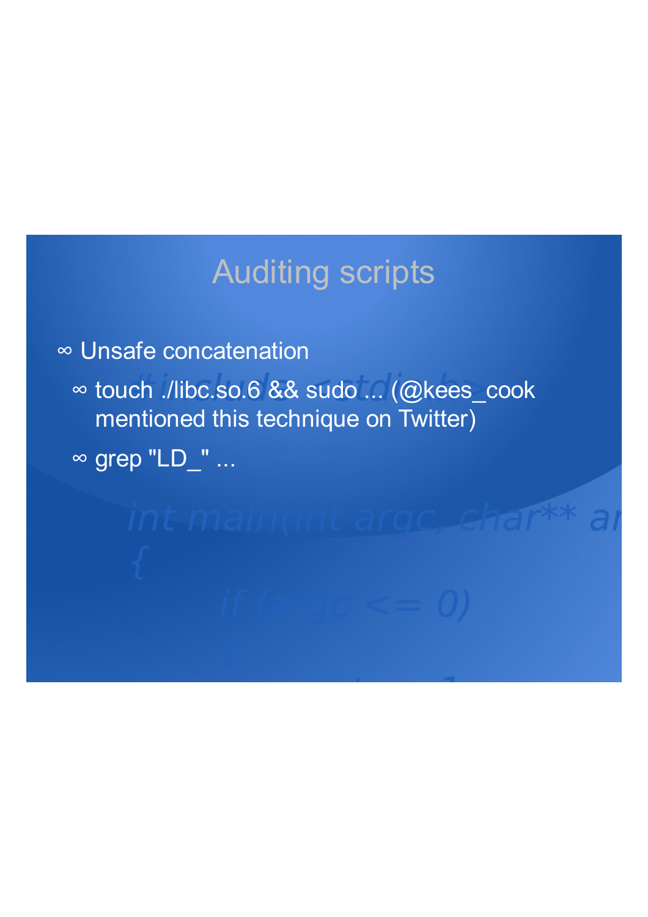# Auditing scripts

- Unsafe concatenation
  - touch ./libc.so.6 && sudo ... (@kees_cook mentioned this technique on Twitter)
  - grep "LD_" ...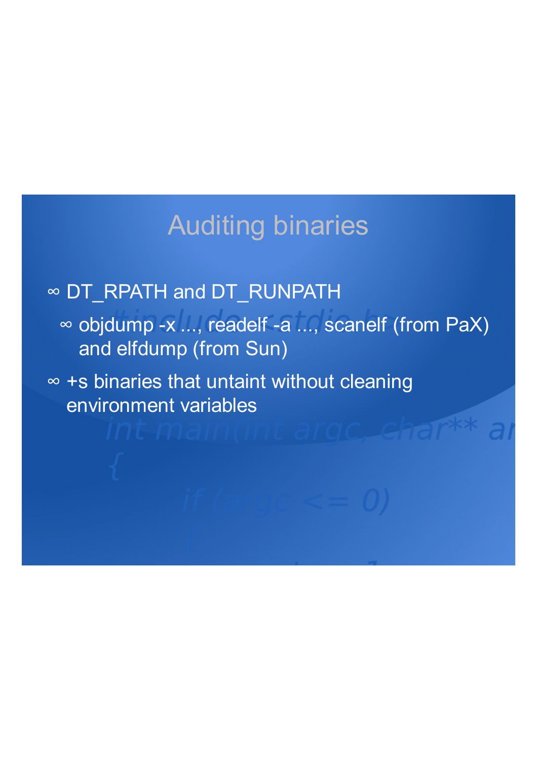# Auditing binaries

- DT_RPATH and DT_RUNPATH
  - objdump -x ..., readelf -a ..., scanelf (from PaX) and elfdump (from Sun)
- +s binaries that untaint without cleaning environment variables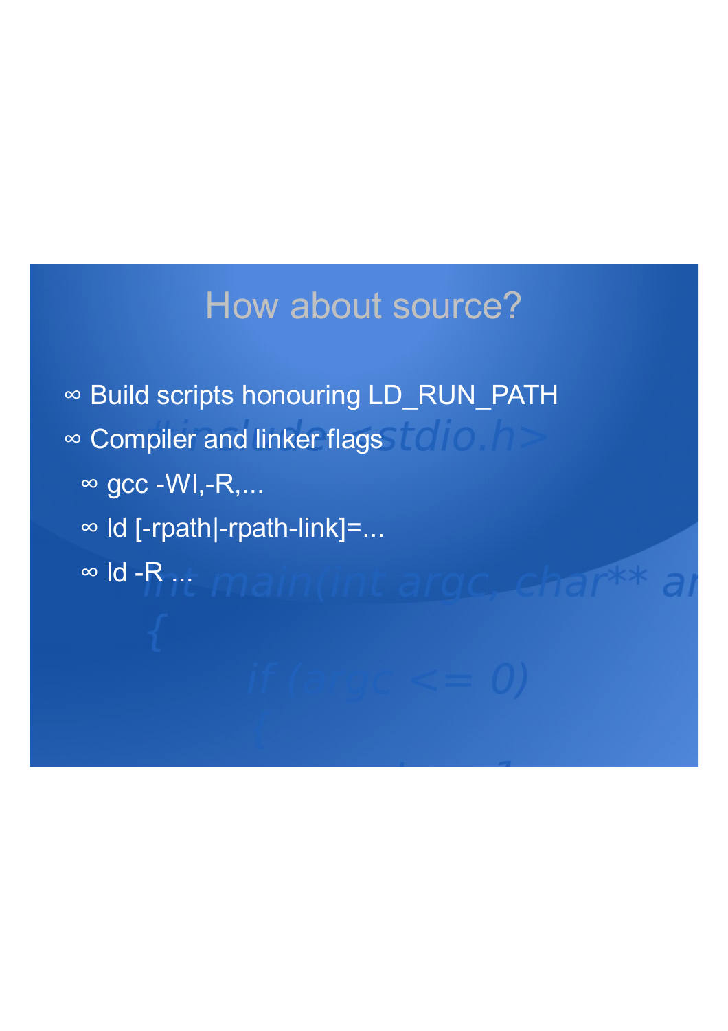# How about source?

- Build scripts honouring LD_RUN_PATH
- Compiler and linker flags
  - gcc -Wl,-R,...
  - ld [-rpath|-rpath-link]=...
  - ld -R ...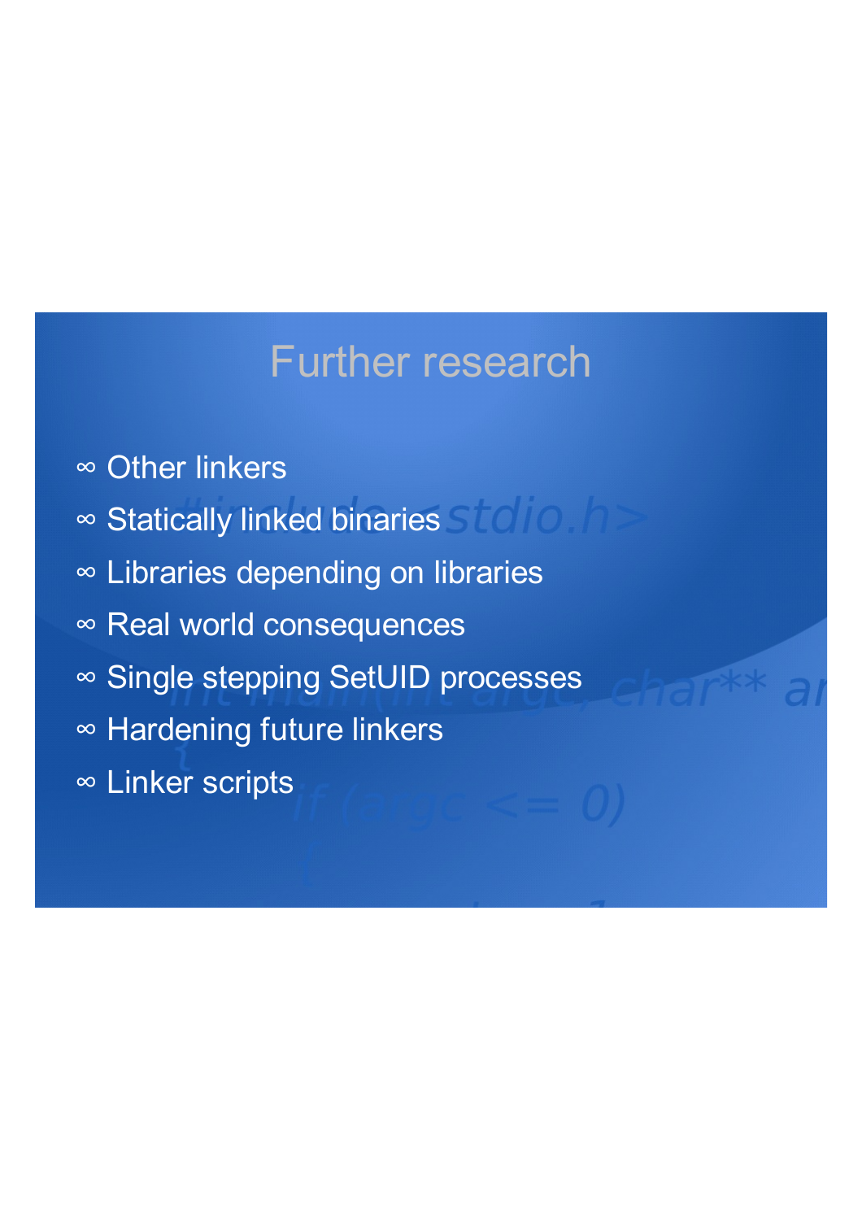# Further research

- Other linkers
- Statically linked binaries
- Libraries depending on libraries
- Real world consequences
- Single stepping SetUID processes
- Hardening future linkers
- Linker scripts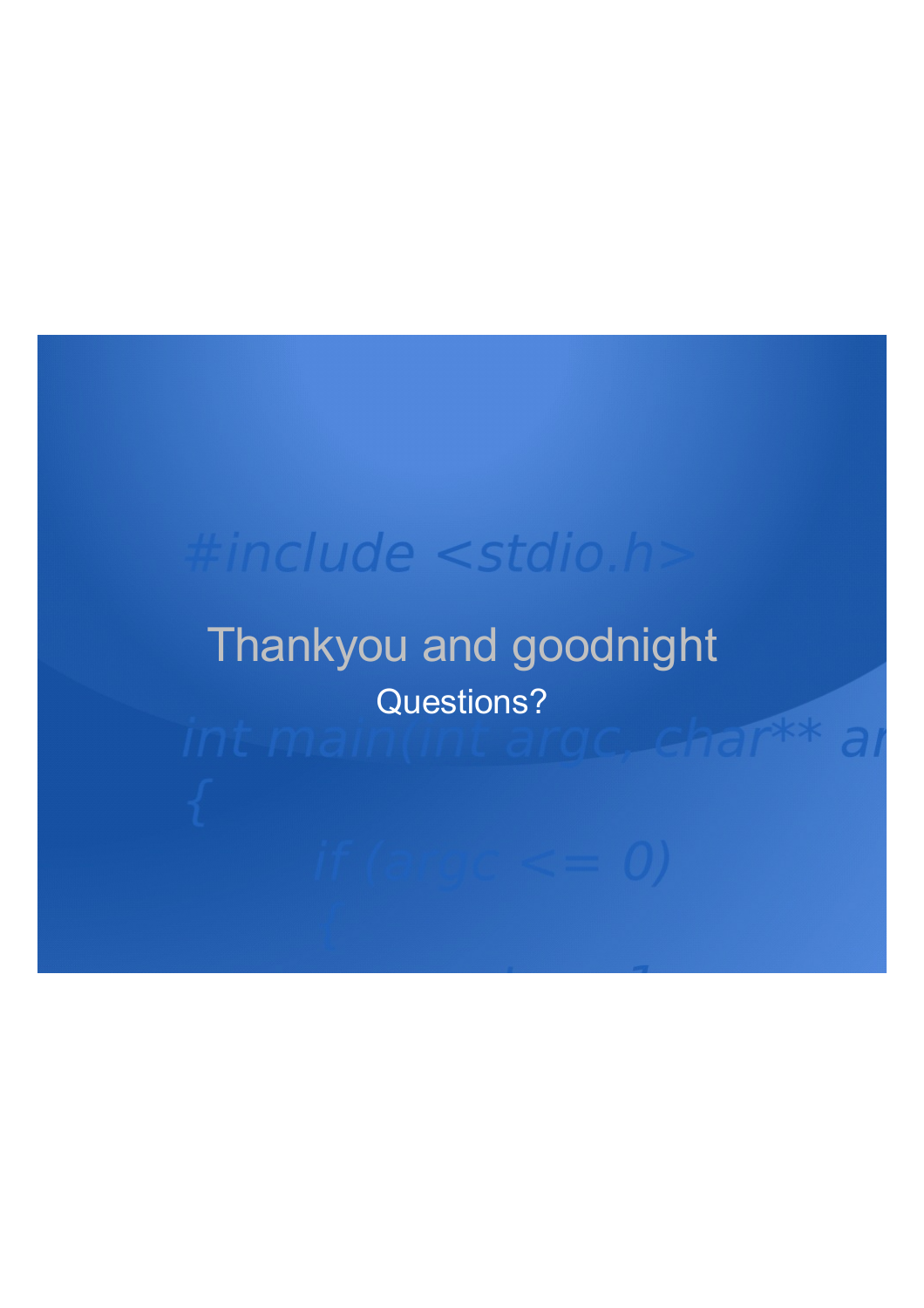# Thankyou and goodnight

Questions?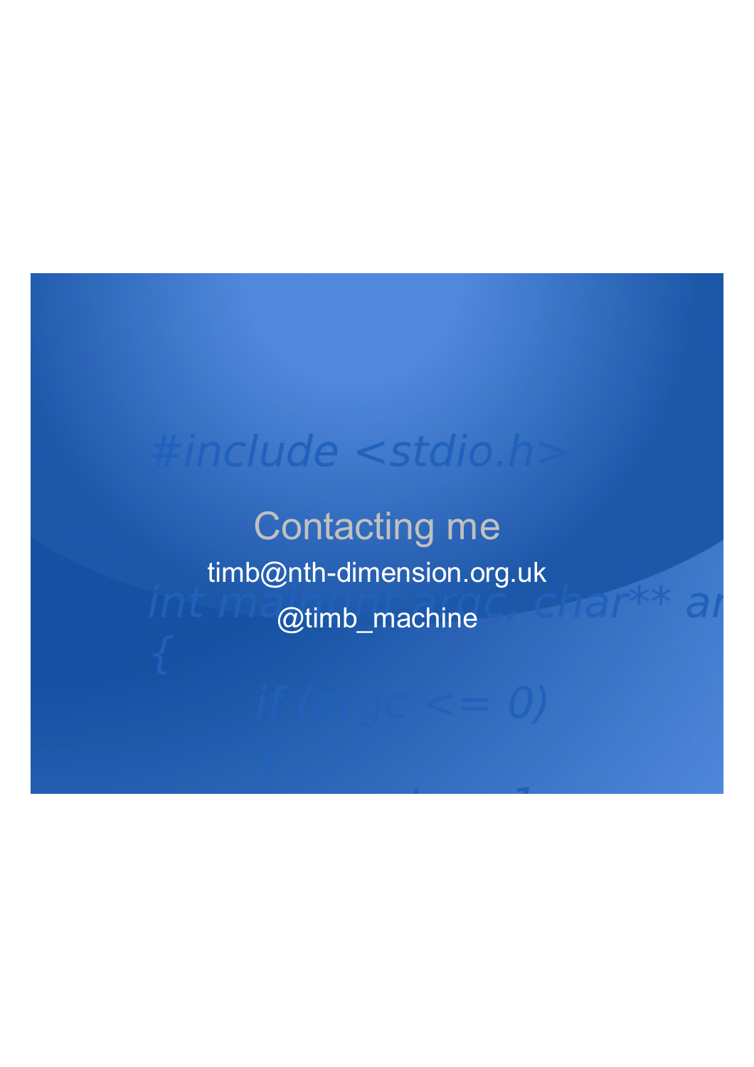# Contacting me

timb@nth-dimension.org.uk

@timb_machine